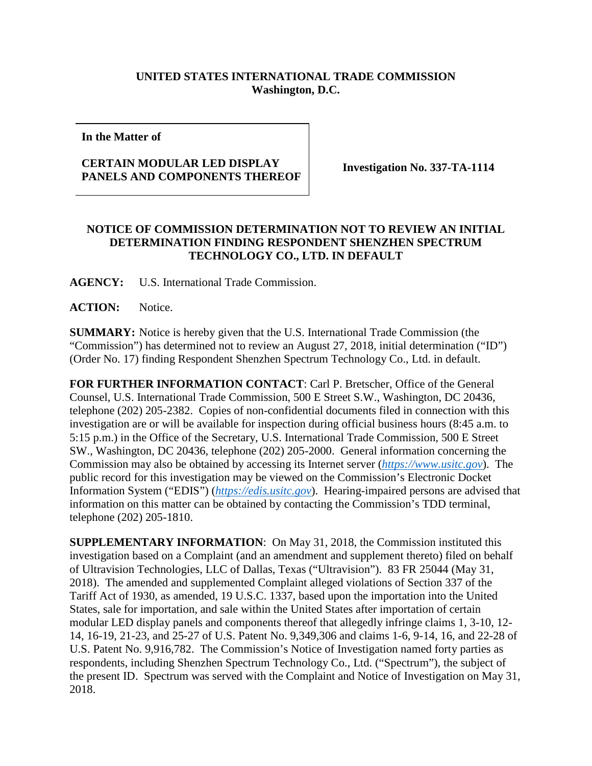**UNITED STATES INTERNATIONAL TRADE COMMISSION**
**Washington, D.C.**

| In the Matter of<br><br>**CERTAIN MODULAR LED DISPLAY PANELS AND COMPONENTS THEREOF** | **Investigation No. 337-TA-1114** |
|---|---|

**NOTICE OF COMMISSION DETERMINATION NOT TO REVIEW AN INITIAL DETERMINATION FINDING RESPONDENT SHENZHEN SPECTRUM TECHNOLOGY CO., LTD. IN DEFAULT**

**AGENCY:** U.S. International Trade Commission.

**ACTION:** Notice.

**SUMMARY:** Notice is hereby given that the U.S. International Trade Commission (the "Commission") has determined not to review an August 27, 2018, initial determination ("ID") (Order No. 17) finding Respondent Shenzhen Spectrum Technology Co., Ltd. in default.

**FOR FURTHER INFORMATION CONTACT**: Carl P. Bretscher, Office of the General Counsel, U.S. International Trade Commission, 500 E Street S.W., Washington, DC 20436, telephone (202) 205-2382. Copies of non-confidential documents filed in connection with this investigation are or will be available for inspection during official business hours (8:45 a.m. to 5:15 p.m.) in the Office of the Secretary, U.S. International Trade Commission, 500 E Street SW., Washington, DC 20436, telephone (202) 205-2000. General information concerning the Commission may also be obtained by accessing its Internet server (*https://www.usitc.gov*). The public record for this investigation may be viewed on the Commission's Electronic Docket Information System ("EDIS") (*https://edis.usitc.gov*). Hearing-impaired persons are advised that information on this matter can be obtained by contacting the Commission's TDD terminal, telephone (202) 205-1810.

**SUPPLEMENTARY INFORMATION**: On May 31, 2018, the Commission instituted this investigation based on a Complaint (and an amendment and supplement thereto) filed on behalf of Ultravision Technologies, LLC of Dallas, Texas ("Ultravision"). 83 FR 25044 (May 31, 2018). The amended and supplemented Complaint alleged violations of Section 337 of the Tariff Act of 1930, as amended, 19 U.S.C. 1337, based upon the importation into the United States, sale for importation, and sale within the United States after importation of certain modular LED display panels and components thereof that allegedly infringe claims 1, 3-10, 12-14, 16-19, 21-23, and 25-27 of U.S. Patent No. 9,349,306 and claims 1-6, 9-14, 16, and 22-28 of U.S. Patent No. 9,916,782. The Commission's Notice of Investigation named forty parties as respondents, including Shenzhen Spectrum Technology Co., Ltd. ("Spectrum"), the subject of the present ID. Spectrum was served with the Complaint and Notice of Investigation on May 31, 2018.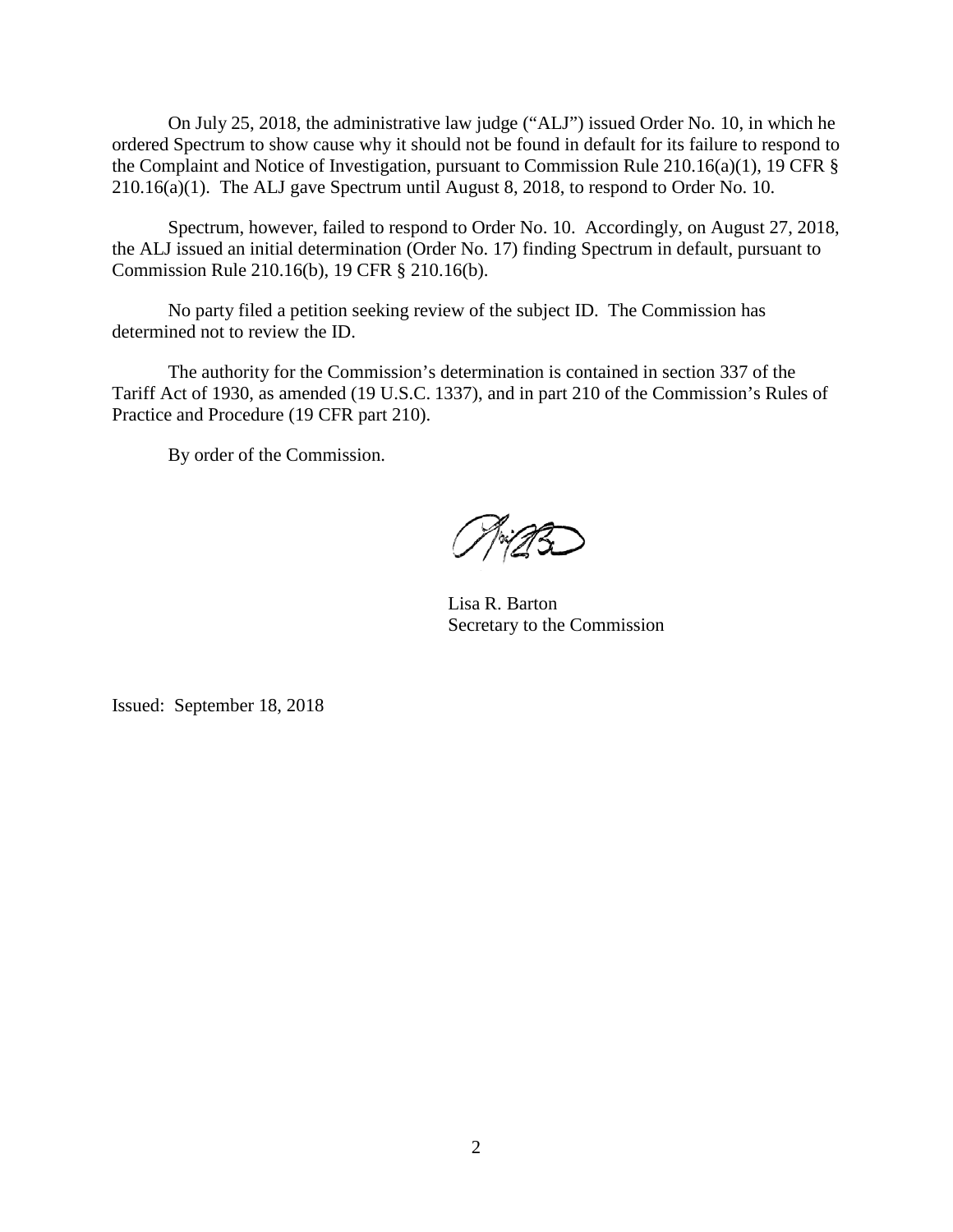On July 25, 2018, the administrative law judge ("ALJ") issued Order No. 10, in which he ordered Spectrum to show cause why it should not be found in default for its failure to respond to the Complaint and Notice of Investigation, pursuant to Commission Rule 210.16(a)(1), 19 CFR § 210.16(a)(1). The ALJ gave Spectrum until August 8, 2018, to respond to Order No. 10.

Spectrum, however, failed to respond to Order No. 10. Accordingly, on August 27, 2018, the ALJ issued an initial determination (Order No. 17) finding Spectrum in default, pursuant to Commission Rule 210.16(b), 19 CFR § 210.16(b).

No party filed a petition seeking review of the subject ID. The Commission has determined not to review the ID.

The authority for the Commission's determination is contained in section 337 of the Tariff Act of 1930, as amended (19 U.S.C. 1337), and in part 210 of the Commission's Rules of Practice and Procedure (19 CFR part 210).

By order of the Commission.

Lisa R. Barton
Secretary to the Commission

Issued: September 18, 2018